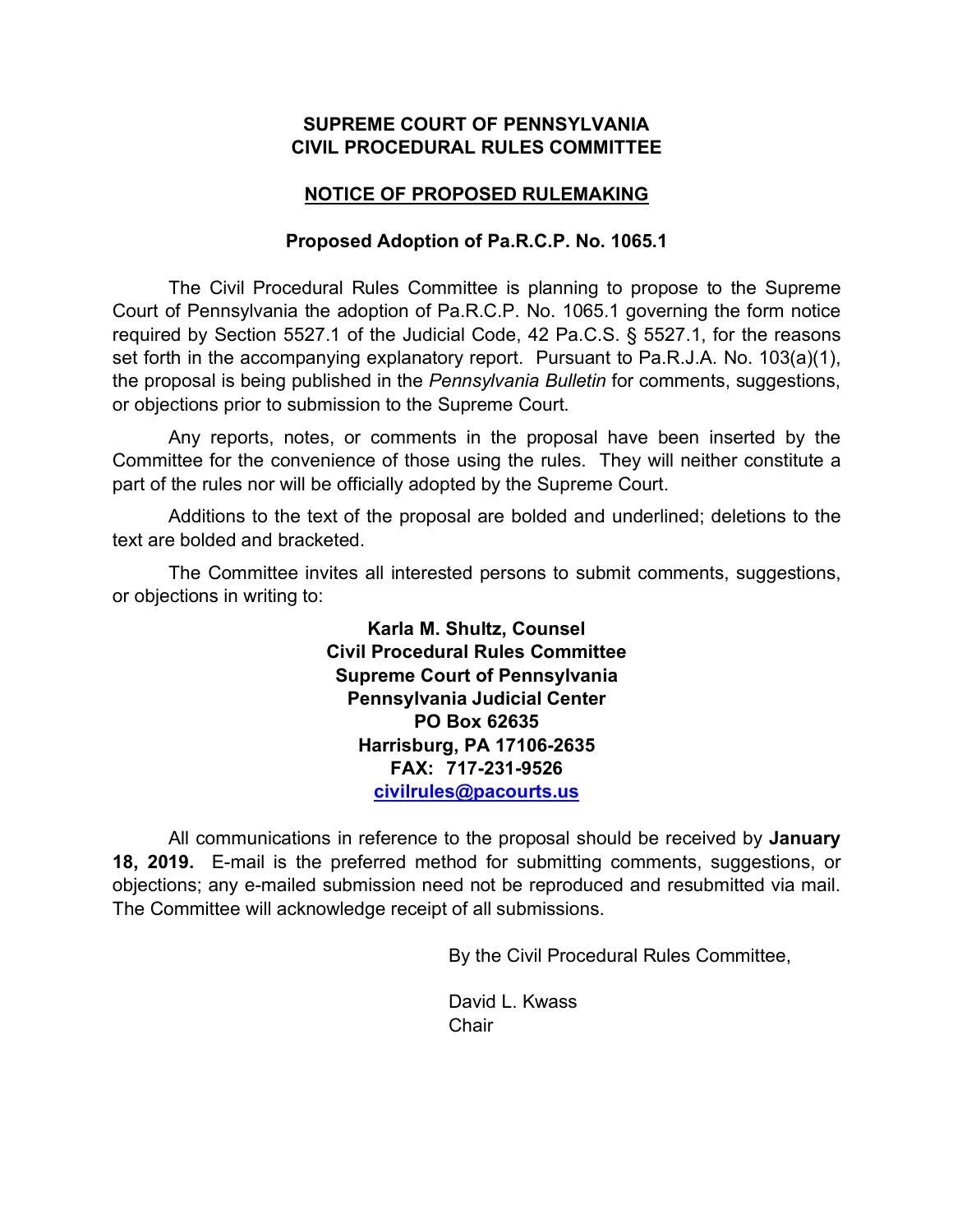**SUPREME COURT OF PENNSYLVANIA**
**CIVIL PROCEDURAL RULES COMMITTEE**

**NOTICE OF PROPOSED RULEMAKING**

**Proposed Adoption of Pa.R.C.P. No. 1065.1**

The Civil Procedural Rules Committee is planning to propose to the Supreme Court of Pennsylvania the adoption of Pa.R.C.P. No. 1065.1 governing the form notice required by Section 5527.1 of the Judicial Code, 42 Pa.C.S. § 5527.1, for the reasons set forth in the accompanying explanatory report. Pursuant to Pa.R.J.A. No. 103(a)(1), the proposal is being published in the *Pennsylvania Bulletin* for comments, suggestions, or objections prior to submission to the Supreme Court.

Any reports, notes, or comments in the proposal have been inserted by the Committee for the convenience of those using the rules. They will neither constitute a part of the rules nor will be officially adopted by the Supreme Court.

Additions to the text of the proposal are bolded and underlined; deletions to the text are bolded and bracketed.

The Committee invites all interested persons to submit comments, suggestions, or objections in writing to:

**Karla M. Shultz, Counsel**
**Civil Procedural Rules Committee**
**Supreme Court of Pennsylvania**
**Pennsylvania Judicial Center**
**PO Box 62635**
**Harrisburg, PA 17106-2635**
**FAX: 717-231-9526**
**civilrules@pacourts.us**

All communications in reference to the proposal should be received by **January 18, 2019.** E-mail is the preferred method for submitting comments, suggestions, or objections; any e-mailed submission need not be reproduced and resubmitted via mail. The Committee will acknowledge receipt of all submissions.

By the Civil Procedural Rules Committee,

David L. Kwass
Chair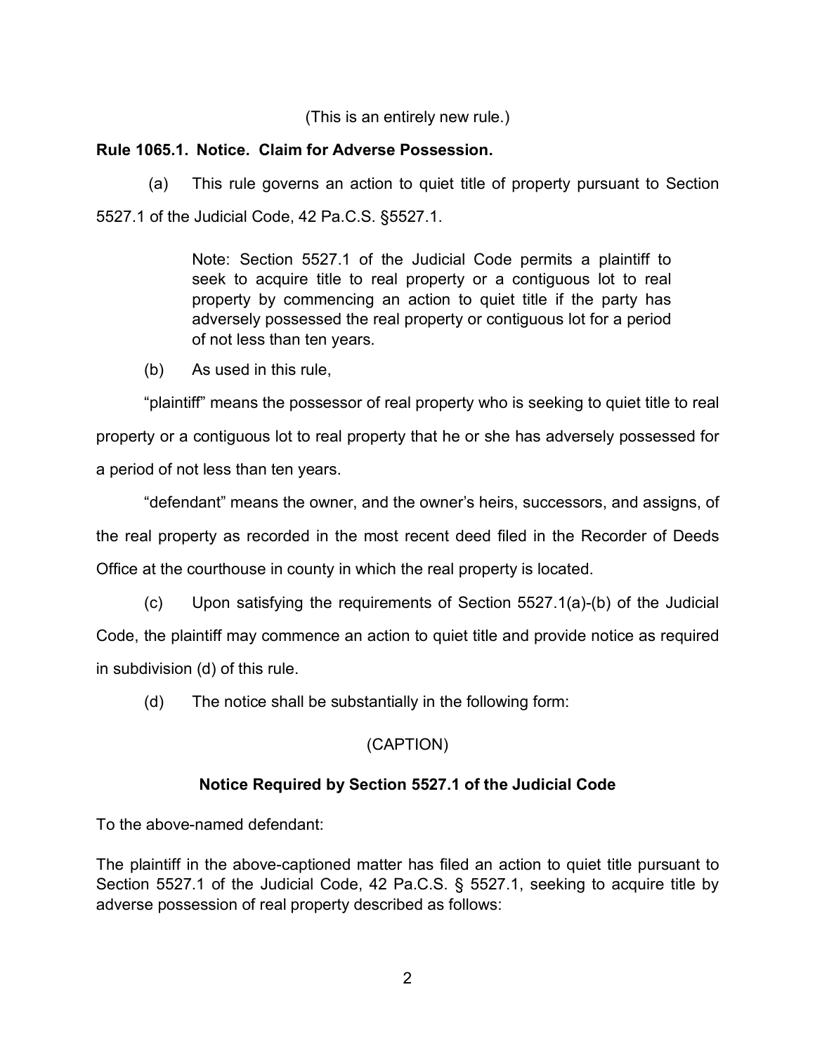(This is an entirely new rule.)

**Rule 1065.1. Notice. Claim for Adverse Possession.**

(a) This rule governs an action to quiet title of property pursuant to Section 5527.1 of the Judicial Code, 42 Pa.C.S. §5527.1.

> Note: Section 5527.1 of the Judicial Code permits a plaintiff to seek to acquire title to real property or a contiguous lot to real property by commencing an action to quiet title if the party has adversely possessed the real property or contiguous lot for a period of not less than ten years.

(b) As used in this rule,

"plaintiff" means the possessor of real property who is seeking to quiet title to real property or a contiguous lot to real property that he or she has adversely possessed for a period of not less than ten years.

"defendant" means the owner, and the owner's heirs, successors, and assigns, of the real property as recorded in the most recent deed filed in the Recorder of Deeds Office at the courthouse in county in which the real property is located.

(c) Upon satisfying the requirements of Section 5527.1(a)-(b) of the Judicial Code, the plaintiff may commence an action to quiet title and provide notice as required in subdivision (d) of this rule.

(d) The notice shall be substantially in the following form:

(CAPTION)

**Notice Required by Section 5527.1 of the Judicial Code**

To the above-named defendant:

The plaintiff in the above-captioned matter has filed an action to quiet title pursuant to Section 5527.1 of the Judicial Code, 42 Pa.C.S. § 5527.1, seeking to acquire title by adverse possession of real property described as follows: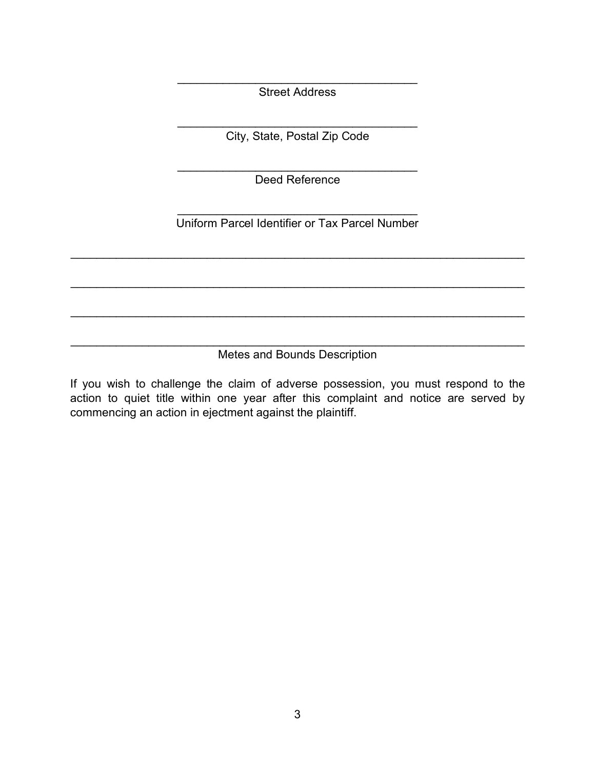\_\_\_\_\_\_\_\_\_\_\_\_\_\_\_\_\_\_\_\_\_\_\_\_\_\_\_\_\_\_\_\_\_\_\_\_\_\_

Street Address

\_\_\_\_\_\_\_\_\_\_\_\_\_\_\_\_\_\_\_\_\_\_\_\_\_\_\_\_\_\_\_\_\_\_\_\_\_\_

City, State, Postal Zip Code

\_\_\_\_\_\_\_\_\_\_\_\_\_\_\_\_\_\_\_\_\_\_\_\_\_\_\_\_\_\_\_\_\_\_\_\_\_\_

Deed Reference

\_\_\_\_\_\_\_\_\_\_\_\_\_\_\_\_\_\_\_\_\_\_\_\_\_\_\_\_\_\_\_\_\_\_\_\_\_\_

Uniform Parcel Identifier or Tax Parcel Number

\_\_\_\_\_\_\_\_\_\_\_\_\_\_\_\_\_\_\_\_\_\_\_\_\_\_\_\_\_\_\_\_\_\_\_\_\_\_\_\_\_\_\_\_\_\_\_\_\_\_\_\_\_\_\_\_\_\_\_\_\_\_\_\_\_\_\_\_\_\_

\_\_\_\_\_\_\_\_\_\_\_\_\_\_\_\_\_\_\_\_\_\_\_\_\_\_\_\_\_\_\_\_\_\_\_\_\_\_\_\_\_\_\_\_\_\_\_\_\_\_\_\_\_\_\_\_\_\_\_\_\_\_\_\_\_\_\_\_\_\_

\_\_\_\_\_\_\_\_\_\_\_\_\_\_\_\_\_\_\_\_\_\_\_\_\_\_\_\_\_\_\_\_\_\_\_\_\_\_\_\_\_\_\_\_\_\_\_\_\_\_\_\_\_\_\_\_\_\_\_\_\_\_\_\_\_\_\_\_\_\_

\_\_\_\_\_\_\_\_\_\_\_\_\_\_\_\_\_\_\_\_\_\_\_\_\_\_\_\_\_\_\_\_\_\_\_\_\_\_\_\_\_\_\_\_\_\_\_\_\_\_\_\_\_\_\_\_\_\_\_\_\_\_\_\_\_\_\_\_\_\_

Metes and Bounds Description

If you wish to challenge the claim of adverse possession, you must respond to the action to quiet title within one year after this complaint and notice are served by commencing an action in ejectment against the plaintiff.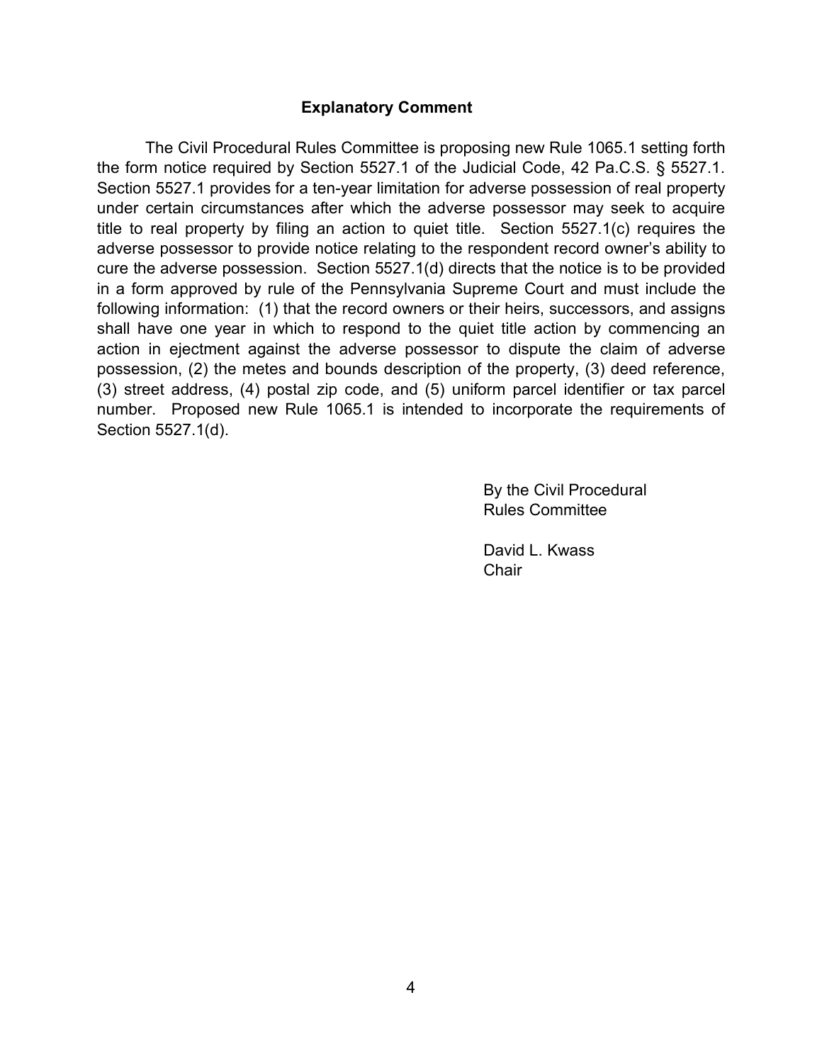## Explanatory Comment

The Civil Procedural Rules Committee is proposing new Rule 1065.1 setting forth the form notice required by Section 5527.1 of the Judicial Code, 42 Pa.C.S. § 5527.1. Section 5527.1 provides for a ten-year limitation for adverse possession of real property under certain circumstances after which the adverse possessor may seek to acquire title to real property by filing an action to quiet title. Section 5527.1(c) requires the adverse possessor to provide notice relating to the respondent record owner's ability to cure the adverse possession. Section 5527.1(d) directs that the notice is to be provided in a form approved by rule of the Pennsylvania Supreme Court and must include the following information: (1) that the record owners or their heirs, successors, and assigns shall have one year in which to respond to the quiet title action by commencing an action in ejectment against the adverse possessor to dispute the claim of adverse possession, (2) the metes and bounds description of the property, (3) deed reference, (3) street address, (4) postal zip code, and (5) uniform parcel identifier or tax parcel number. Proposed new Rule 1065.1 is intended to incorporate the requirements of Section 5527.1(d).

By the Civil Procedural Rules Committee

David L. Kwass
Chair